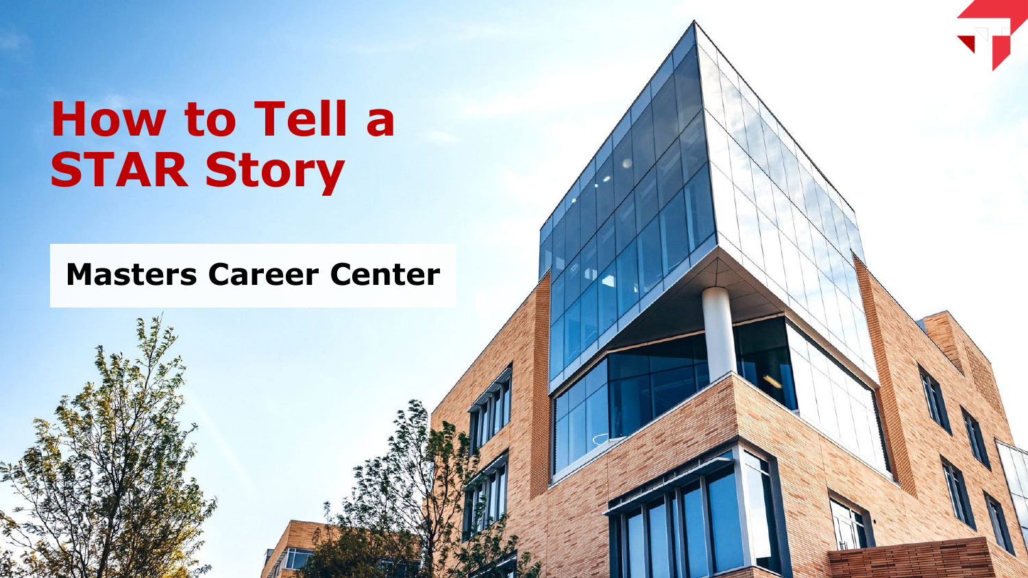# How to Tell a STAR Story

**Masters Career Center**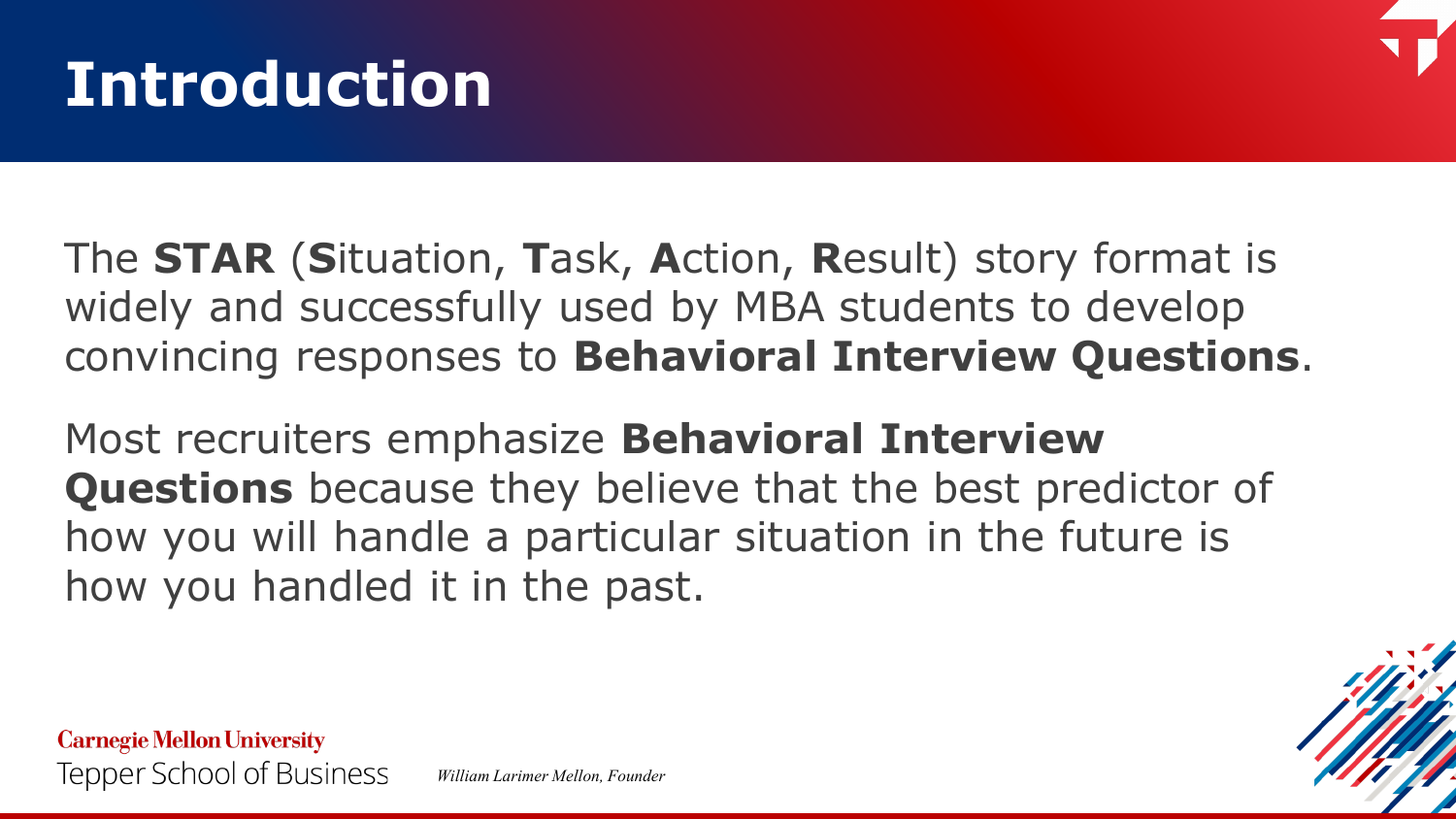# Introduction

The **STAR** (**S**ituation, **T**ask, **A**ction, **R**esult) story format is widely and successfully used by MBA students to develop convincing responses to **Behavioral Interview Questions**.

Most recruiters emphasize **Behavioral Interview Questions** because they believe that the best predictor of how you will handle a particular situation in the future is how you handled it in the past.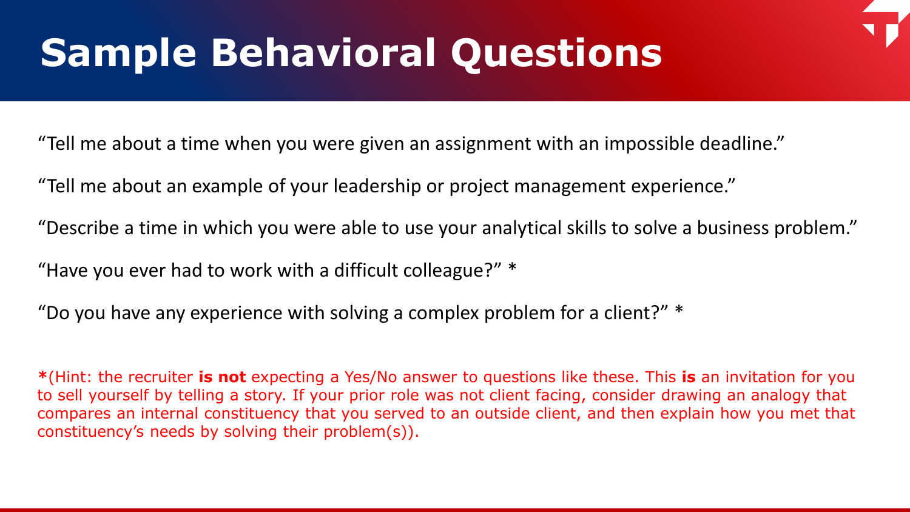# Sample Behavioral Questions

"Tell me about a time when you were given an assignment with an impossible deadline."

"Tell me about an example of your leadership or project management experience."

"Describe a time in which you were able to use your analytical skills to solve a business problem."

"Have you ever had to work with a difficult colleague?" *

"Do you have any experience with solving a complex problem for a client?" *

**\***(Hint: the recruiter **is not** expecting a Yes/No answer to questions like these. This **is** an invitation for you to sell yourself by telling a story. If your prior role was not client facing, consider drawing an analogy that compares an internal constituency that you served to an outside client, and then explain how you met that constituency's needs by solving their problem(s)).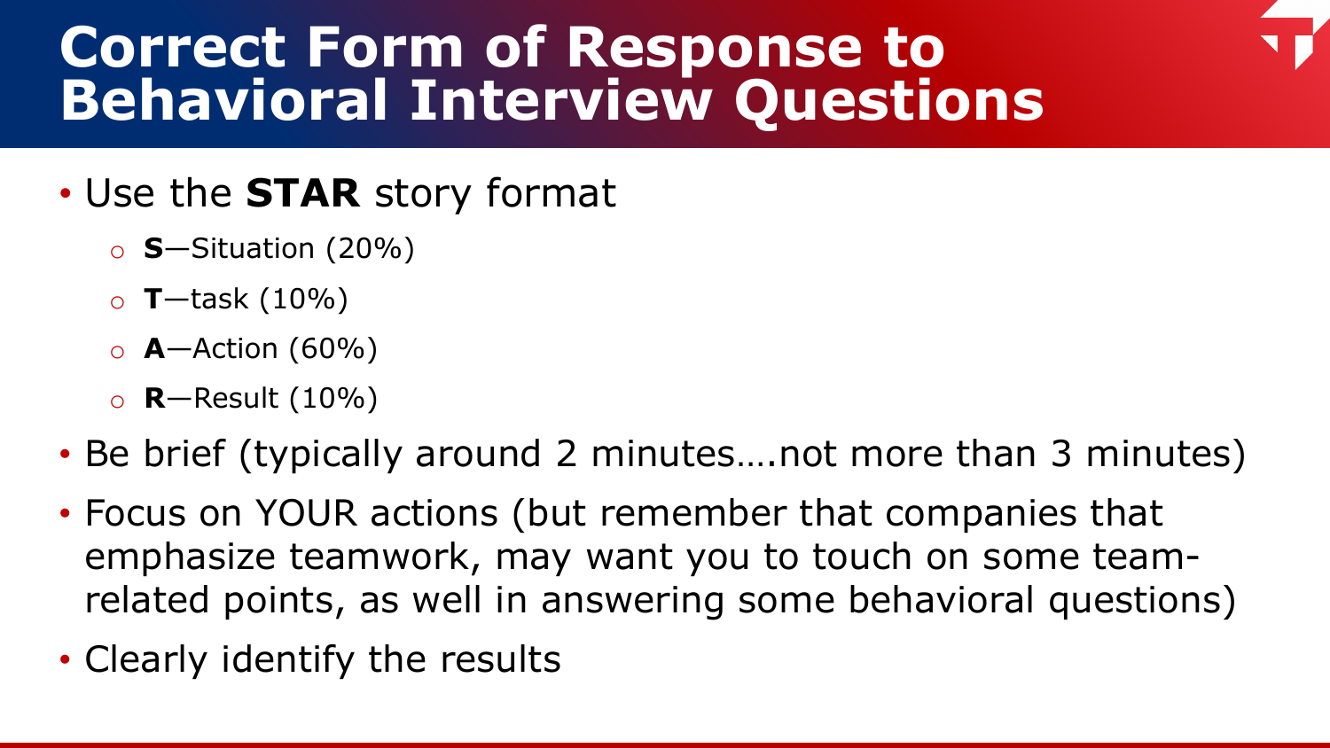# Correct Form of Response to Behavioral Interview Questions

- Use the **STAR** story format
  - **S**—Situation (20%)
  - **T**—task (10%)
  - **A**—Action (60%)
  - **R**—Result (10%)
- Be brief (typically around 2 minutes….not more than 3 minutes)
- Focus on YOUR actions (but remember that companies that emphasize teamwork, may want you to touch on some team-related points, as well in answering some behavioral questions)
- Clearly identify the results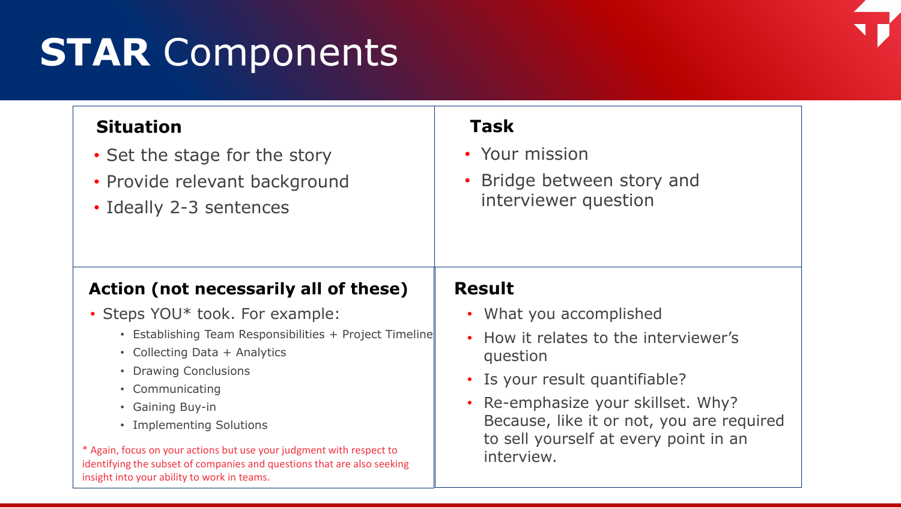# **STAR** Components

### Situation

- Set the stage for the story
- Provide relevant background
- Ideally 2-3 sentences

### Task

- Your mission
- Bridge between story and interviewer question

### Action (not necessarily all of these)

- Steps YOU* took. For example:
  - Establishing Team Responsibilities + Project Timeline
  - Collecting Data + Analytics
  - Drawing Conclusions
  - Communicating
  - Gaining Buy-in
  - Implementing Solutions

* Again, focus on your actions but use your judgment with respect to identifying the subset of companies and questions that are also seeking insight into your ability to work in teams.

### Result

- What you accomplished
- How it relates to the interviewer's question
- Is your result quantifiable?
- Re-emphasize your skillset. Why? Because, like it or not, you are required to sell yourself at every point in an interview.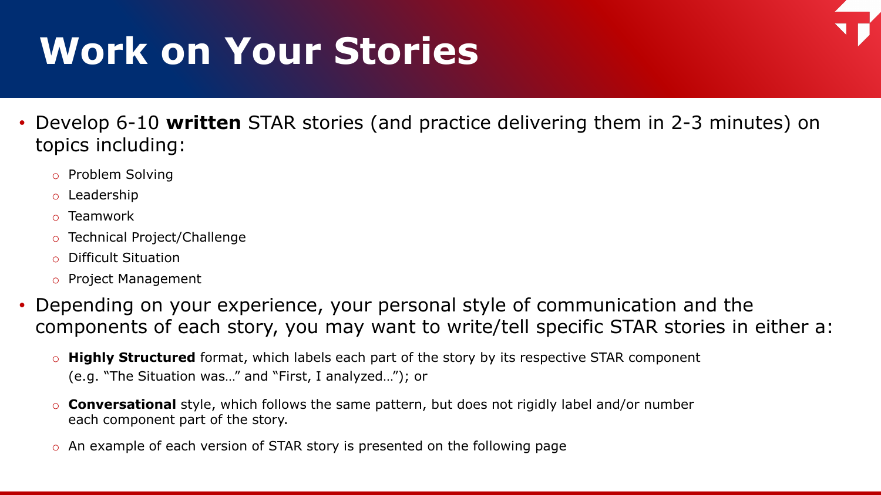# Work on Your Stories

- Develop 6-10 **written** STAR stories (and practice delivering them in 2-3 minutes) on topics including:
  - Problem Solving
  - Leadership
  - Teamwork
  - Technical Project/Challenge
  - Difficult Situation
  - Project Management
- Depending on your experience, your personal style of communication and the components of each story, you may want to write/tell specific STAR stories in either a:
  - **Highly Structured** format, which labels each part of the story by its respective STAR component (e.g. "The Situation was…" and "First, I analyzed…"); or
  - **Conversational** style, which follows the same pattern, but does not rigidly label and/or number each component part of the story.
  - An example of each version of STAR story is presented on the following page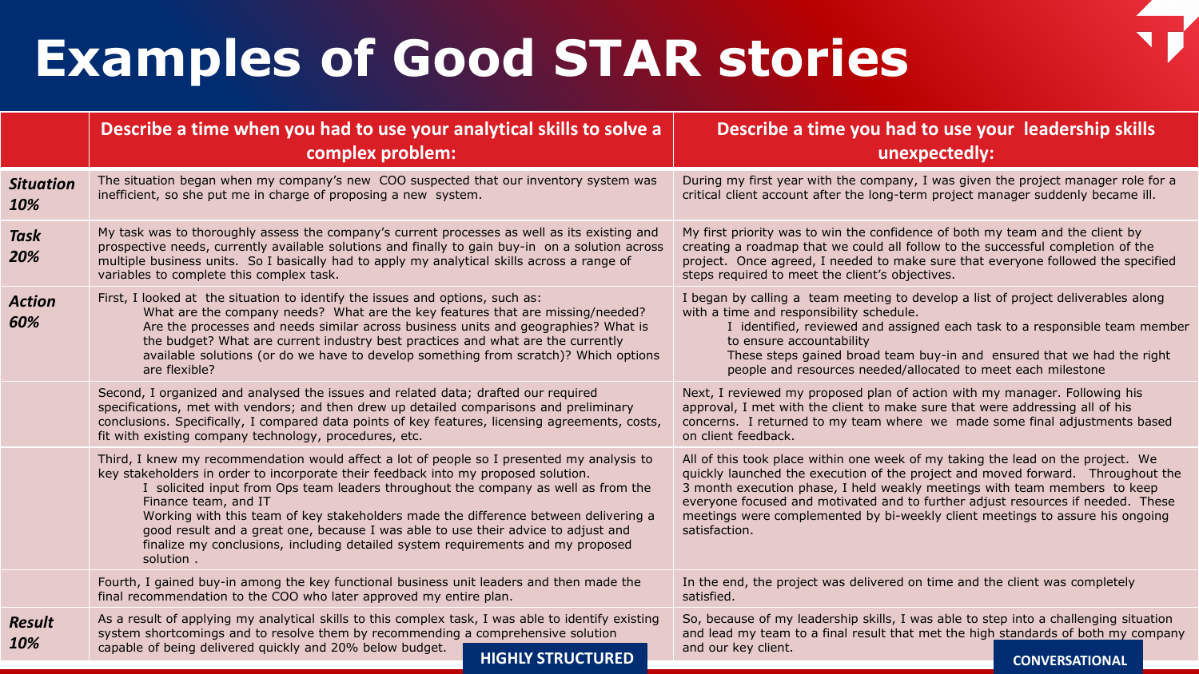# Examples of Good STAR stories

| | Describe a time when you had to use your analytical skills to solve a complex problem: | Describe a time you had to use your leadership skills unexpectedly: |
|---|---|---|
| ***Situation 10%*** | The situation began when my company's new COO suspected that our inventory system was inefficient, so she put me in charge of proposing a new system. | During my first year with the company, I was given the project manager role for a critical client account after the long-term project manager suddenly became ill. |
| ***Task 20%*** | My task was to thoroughly assess the company's current processes as well as its existing and prospective needs, currently available solutions and finally to gain buy-in on a solution across multiple business units. So I basically had to apply my analytical skills across a range of variables to complete this complex task. | My first priority was to win the confidence of both my team and the client by creating a roadmap that we could all follow to the successful completion of the project. Once agreed, I needed to make sure that everyone followed the specified steps required to meet the client's objectives. |
| ***Action 60%*** | First, I looked at the situation to identify the issues and options, such as: What are the company needs? What are the key features that are missing/needed? Are the processes and needs similar across business units and geographies? What is the budget? What are current industry best practices and what are the currently available solutions (or do we have to develop something from scratch)? Which options are flexible? | I began by calling a team meeting to develop a list of project deliverables along with a time and responsibility schedule. I identified, reviewed and assigned each task to a responsible team member to ensure accountability. These steps gained broad team buy-in and ensured that we had the right people and resources needed/allocated to meet each milestone |
| | Second, I organized and analysed the issues and related data; drafted our required specifications, met with vendors; and then drew up detailed comparisons and preliminary conclusions. Specifically, I compared data points of key features, licensing agreements, costs, fit with existing company technology, procedures, etc. | Next, I reviewed my proposed plan of action with my manager. Following his approval, I met with the client to make sure that were addressing all of his concerns. I returned to my team where we made some final adjustments based on client feedback. |
| | Third, I knew my recommendation would affect a lot of people so I presented my analysis to key stakeholders in order to incorporate their feedback into my proposed solution. I solicited input from Ops team leaders throughout the company as well as from the Finance team, and IT. Working with this team of key stakeholders made the difference between delivering a good result and a great one, because I was able to use their advice to adjust and finalize my conclusions, including detailed system requirements and my proposed solution . | All of this took place within one week of my taking the lead on the project. We quickly launched the execution of the project and moved forward. Throughout the 3 month execution phase, I held weakly meetings with team members to keep everyone focused and motivated and to further adjust resources if needed. These meetings were complemented by bi-weekly client meetings to assure his ongoing satisfaction. |
| | Fourth, I gained buy-in among the key functional business unit leaders and then made the final recommendation to the COO who later approved my entire plan. | In the end, the project was delivered on time and the client was completely satisfied. |
| ***Result 10%*** | As a result of applying my analytical skills to this complex task, I was able to identify existing system shortcomings and to resolve them by recommending a comprehensive solution capable of being delivered quickly and 20% below budget. | So, because of my leadership skills, I was able to step into a challenging situation and lead my team to a final result that met the high standards of both my company and our key client. |
| | **HIGHLY STRUCTURED** | **CONVERSATIONAL** |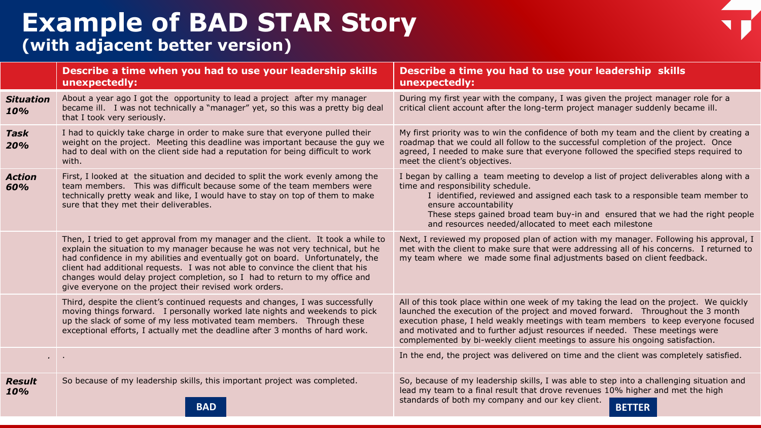# Example of BAD STAR Story
## (with adjacent better version)

| | Describe a time when you had to use your leadership skills unexpectedly: | Describe a time you had to use your leadership skills unexpectedly: |
|---|---|---|
| ***Situation 10%*** | About a year ago I got the opportunity to lead a project after my manager became ill. I was not technically a "manager" yet, so this was a pretty big deal that I took very seriously. | During my first year with the company, I was given the project manager role for a critical client account after the long-term project manager suddenly became ill. |
| ***Task 20%*** | I had to quickly take charge in order to make sure that everyone pulled their weight on the project. Meeting this deadline was important because the guy we had to deal with on the client side had a reputation for being difficult to work with. | My first priority was to win the confidence of both my team and the client by creating a roadmap that we could all follow to the successful completion of the project. Once agreed, I needed to make sure that everyone followed the specified steps required to meet the client's objectives. |
| ***Action 60%*** | First, I looked at the situation and decided to split the work evenly among the team members. This was difficult because some of the team members were technically pretty weak and like, I would have to stay on top of them to make sure that they met their deliverables. | I began by calling a team meeting to develop a list of project deliverables along with a time and responsibility schedule.<br>I identified, reviewed and assigned each task to a responsible team member to ensure accountability<br>These steps gained broad team buy-in and ensured that we had the right people and resources needed/allocated to meet each milestone |
| | Then, I tried to get approval from my manager and the client. It took a while to explain the situation to my manager because he was not very technical, but he had confidence in my abilities and eventually got on board. Unfortunately, the client had additional requests. I was not able to convince the client that his changes would delay project completion, so I had to return to my office and give everyone on the project their revised work orders. | Next, I reviewed my proposed plan of action with my manager. Following his approval, I met with the client to make sure that were addressing all of his concerns. I returned to my team where we made some final adjustments based on client feedback. |
| | Third, despite the client's continued requests and changes, I was successfully moving things forward. I personally worked late nights and weekends to pick up the slack of some of my less motivated team members. Through these exceptional efforts, I actually met the deadline after 3 months of hard work. | All of this took place within one week of my taking the lead on the project. We quickly launched the execution of the project and moved forward. Throughout the 3 month execution phase, I held weakly meetings with team members to keep everyone focused and motivated and to further adjust resources if needed. These meetings were complemented by bi-weekly client meetings to assure his ongoing satisfaction. |
| . | . | In the end, the project was delivered on time and the client was completely satisfied. |
| ***Result 10%*** | So because of my leadership skills, this important project was completed.<br>**BAD** | So, because of my leadership skills, I was able to step into a challenging situation and lead my team to a final result that drove revenues 10% higher and met the high standards of both my company and our key client.<br>**BETTER** |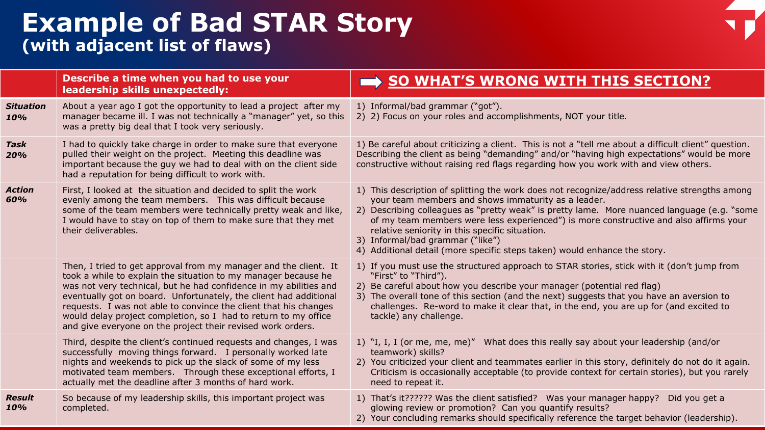# Example of Bad STAR Story
## (with adjacent list of flaws)

| | Describe a time when you had to use your leadership skills unexpectedly: | ➡ SO WHAT'S WRONG WITH THIS SECTION? |
|---|---|---|
| ***Situation 10%*** | About a year ago I got the opportunity to lead a project after my manager became ill. I was not technically a "manager" yet, so this was a pretty big deal that I took very seriously. | 1) Informal/bad grammar ("got").<br>2) 2) Focus on your roles and accomplishments, NOT your title. |
| ***Task 20%*** | I had to quickly take charge in order to make sure that everyone pulled their weight on the project. Meeting this deadline was important because the guy we had to deal with on the client side had a reputation for being difficult to work with. | 1) Be careful about criticizing a client. This is not a "tell me about a difficult client" question. Describing the client as being "demanding" and/or "having high expectations" would be more constructive without raising red flags regarding how you work with and view others. |
| ***Action 60%*** | First, I looked at the situation and decided to split the work evenly among the team members. This was difficult because some of the team members were technically pretty weak and like, I would have to stay on top of them to make sure that they met their deliverables. | 1) This description of splitting the work does not recognize/address relative strengths among your team members and shows immaturity as a leader.<br>2) Describing colleagues as "pretty weak" is pretty lame. More nuanced language (e.g. "some of my team members were less experienced") is more constructive and also affirms your relative seniority in this specific situation.<br>3) Informal/bad grammar ("like")<br>4) Additional detail (more specific steps taken) would enhance the story. |
| | Then, I tried to get approval from my manager and the client. It took a while to explain the situation to my manager because he was not very technical, but he had confidence in my abilities and eventually got on board. Unfortunately, the client had additional requests. I was not able to convince the client that his changes would delay project completion, so I had to return to my office and give everyone on the project their revised work orders. | 1) If you must use the structured approach to STAR stories, stick with it (don't jump from "First" to "Third").<br>2) Be careful about how you describe your manager (potential red flag)<br>3) The overall tone of this section (and the next) suggests that you have an aversion to challenges. Re-word to make it clear that, in the end, you are up for (and excited to tackle) any challenge. |
| | Third, despite the client's continued requests and changes, I was successfully moving things forward. I personally worked late nights and weekends to pick up the slack of some of my less motivated team members. Through these exceptional efforts, I actually met the deadline after 3 months of hard work. | 1) "I, I, I (or me, me, me)" What does this really say about your leadership (and/or teamwork) skills?<br>2) You criticized your client and teammates earlier in this story, definitely do not do it again. Criticism is occasionally acceptable (to provide context for certain stories), but you rarely need to repeat it. |
| ***Result 10%*** | So because of my leadership skills, this important project was completed. | 1) That's it?????? Was the client satisfied? Was your manager happy? Did you get a glowing review or promotion? Can you quantify results?<br>2) Your concluding remarks should specifically reference the target behavior (leadership). |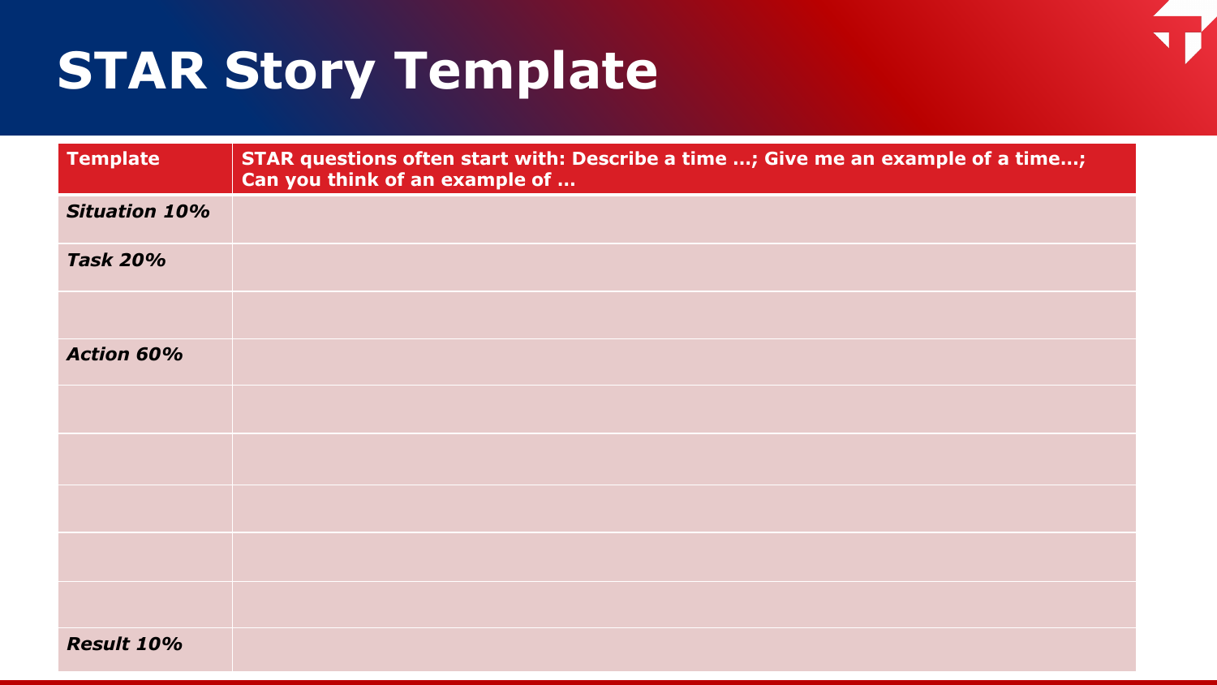# STAR Story Template

| Template | STAR questions often start with: Describe a time …; Give me an example of a time…; Can you think of an example of … |
| --- | --- |
| ***Situation 10%*** | |
| ***Task 20%*** | |
| | |
| ***Action 60%*** | |
| | |
| | |
| | |
| | |
| | |
| ***Result 10%*** | |